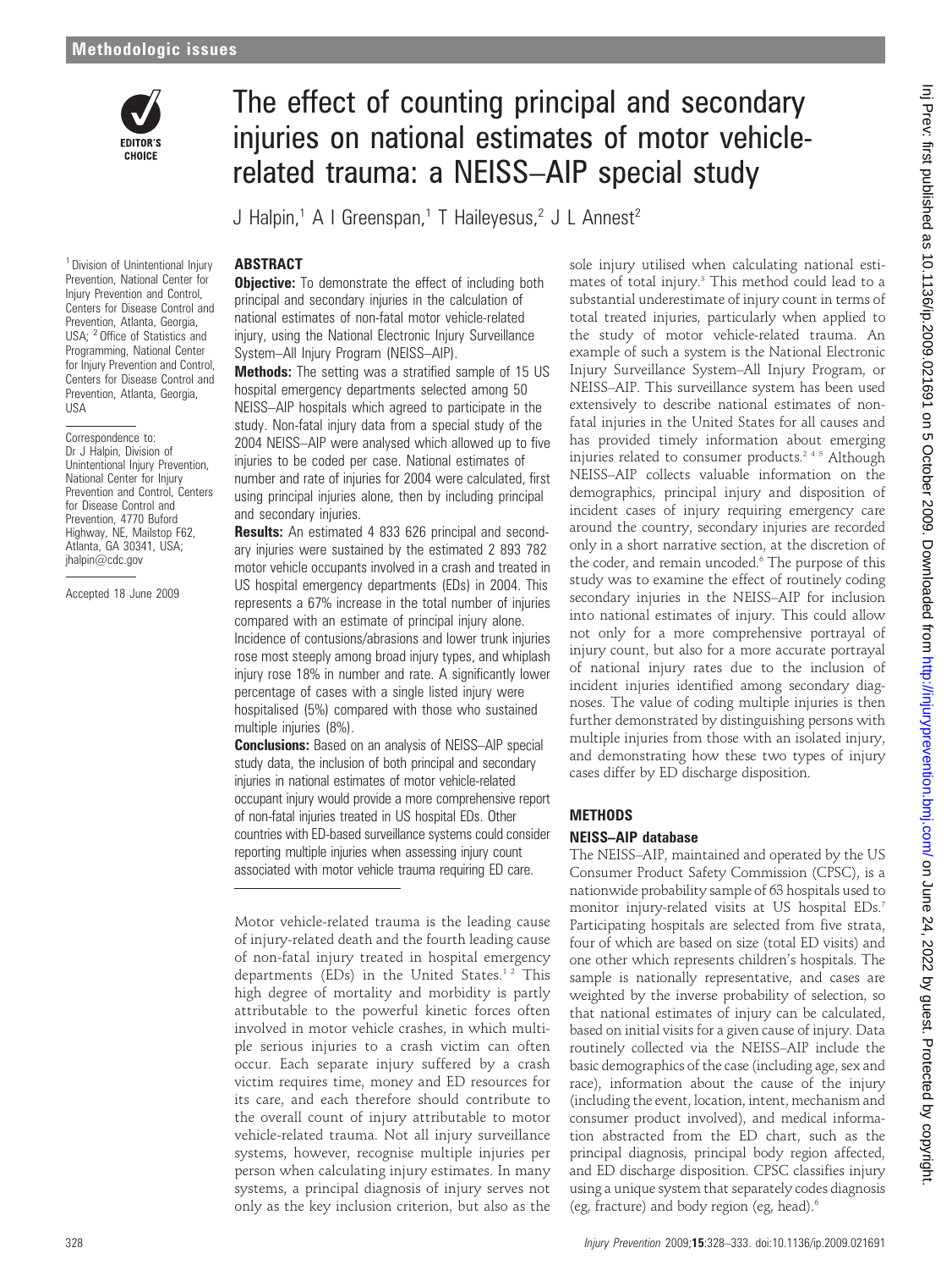# The effect of counting principal and secondary injuries on national estimates of motor vehicle-related trauma: a NEISS–AIP special study

J Halpin,[1] A I Greenspan,[1] T Haileyesus,[2] J L Annest[2]

[1] Division of Unintentional Injury Prevention, National Center for Injury Prevention and Control, Centers for Disease Control and Prevention, Atlanta, Georgia, USA; [2] Office of Statistics and Programming, National Center for Injury Prevention and Control, Centers for Disease Control and Prevention, Atlanta, Georgia, USA

Correspondence to: Dr J Halpin, Division of Unintentional Injury Prevention, National Center for Injury Prevention and Control, Centers for Disease Control and Prevention, 4770 Buford Highway, NE, Mailstop F62, Atlanta, GA 30341, USA; jhalpin@cdc.gov

Accepted 18 June 2009

## ABSTRACT

**Objective:** To demonstrate the effect of including both principal and secondary injuries in the calculation of national estimates of non-fatal motor vehicle-related injury, using the National Electronic Injury Surveillance System–All Injury Program (NEISS–AIP).

**Methods:** The setting was a stratified sample of 15 US hospital emergency departments selected among 50 NEISS–AIP hospitals which agreed to participate in the study. Non-fatal injury data from a special study of the 2004 NEISS–AIP were analysed which allowed up to five injuries to be coded per case. National estimates of number and rate of injuries for 2004 were calculated, first using principal injuries alone, then by including principal and secondary injuries.

**Results:** An estimated 4 833 626 principal and secondary injuries were sustained by the estimated 2 893 782 motor vehicle occupants involved in a crash and treated in US hospital emergency departments (EDs) in 2004. This represents a 67% increase in the total number of injuries compared with an estimate of principal injury alone. Incidence of contusions/abrasions and lower trunk injuries rose most steeply among broad injury types, and whiplash injury rose 18% in number and rate. A significantly lower percentage of cases with a single listed injury were hospitalised (5%) compared with those who sustained multiple injuries (8%).

**Conclusions:** Based on an analysis of NEISS–AIP special study data, the inclusion of both principal and secondary injuries in national estimates of motor vehicle-related occupant injury would provide a more comprehensive report of non-fatal injuries treated in US hospital EDs. Other countries with ED-based surveillance systems could consider reporting multiple injuries when assessing injury count associated with motor vehicle trauma requiring ED care.

Motor vehicle-related trauma is the leading cause of injury-related death and the fourth leading cause of non-fatal injury treated in hospital emergency departments (EDs) in the United States.[1 2] This high degree of mortality and morbidity is partly attributable to the powerful kinetic forces often involved in motor vehicle crashes, in which multiple serious injuries to a crash victim can often occur. Each separate injury suffered by a crash victim requires time, money and ED resources for its care, and each therefore should contribute to the overall count of injury attributable to motor vehicle-related trauma. Not all injury surveillance systems, however, recognise multiple injuries per person when calculating injury estimates. In many systems, a principal diagnosis of injury serves not only as the key inclusion criterion, but also as the sole injury utilised when calculating national estimates of total injury.[3] This method could lead to a substantial underestimate of injury count in terms of total treated injuries, particularly when applied to the study of motor vehicle-related trauma. An example of such a system is the National Electronic Injury Surveillance System–All Injury Program, or NEISS–AIP. This surveillance system has been used extensively to describe national estimates of non-fatal injuries in the United States for all causes and has provided timely information about emerging injuries related to consumer products.[2 4 5] Although NEISS–AIP collects valuable information on the demographics, principal injury and disposition of incident cases of injury requiring emergency care around the country, secondary injuries are recorded only in a short narrative section, at the discretion of the coder, and remain uncoded.[6] The purpose of this study was to examine the effect of routinely coding secondary injuries in the NEISS–AIP for inclusion into national estimates of injury. This could allow not only for a more comprehensive portrayal of injury count, but also for a more accurate portrayal of national injury rates due to the inclusion of incident injuries identified among secondary diagnoses. The value of coding multiple injuries is then further demonstrated by distinguishing persons with multiple injuries from those with an isolated injury, and demonstrating how these two types of injury cases differ by ED discharge disposition.

## METHODS

### NEISS–AIP database

The NEISS–AIP, maintained and operated by the US Consumer Product Safety Commission (CPSC), is a nationwide probability sample of 63 hospitals used to monitor injury-related visits at US hospital EDs.[7] Participating hospitals are selected from five strata, four of which are based on size (total ED visits) and one other which represents children's hospitals. The sample is nationally representative, and cases are weighted by the inverse probability of selection, so that national estimates of injury can be calculated, based on initial visits for a given cause of injury. Data routinely collected via the NEISS–AIP include the basic demographics of the case (including age, sex and race), information about the cause of the injury (including the event, location, intent, mechanism and consumer product involved), and medical information abstracted from the ED chart, such as the principal diagnosis, principal body region affected, and ED discharge disposition. CPSC classifies injury using a unique system that separately codes diagnosis (eg, fracture) and body region (eg, head).[6]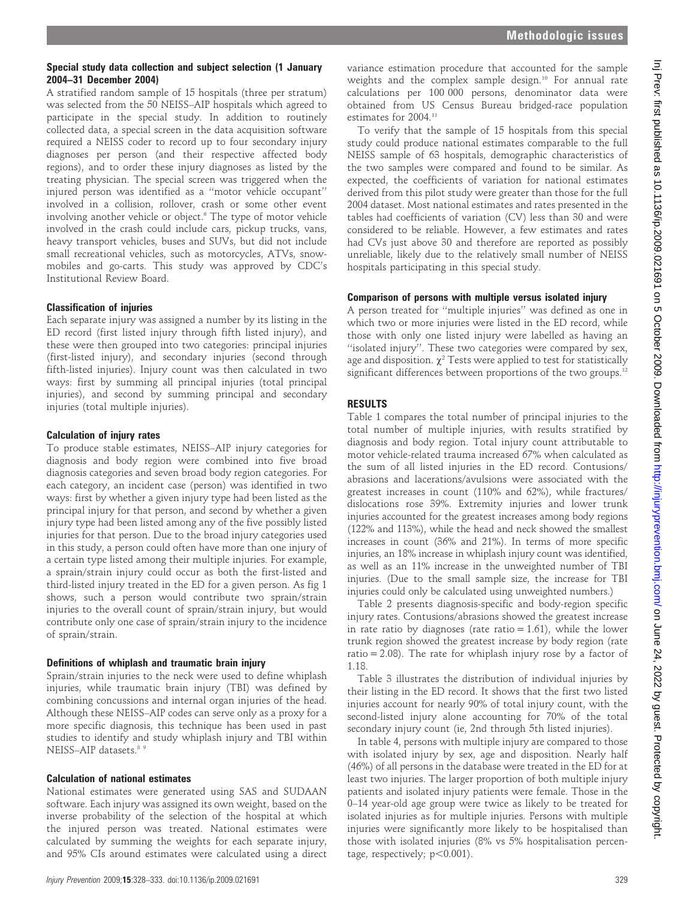### Special study data collection and subject selection (1 January 2004–31 December 2004)

A stratified random sample of 15 hospitals (three per stratum) was selected from the 50 NEISS–AIP hospitals which agreed to participate in the special study. In addition to routinely collected data, a special screen in the data acquisition software required a NEISS coder to record up to four secondary injury diagnoses per person (and their respective affected body regions), and to order these injury diagnoses as listed by the treating physician. The special screen was triggered when the injured person was identified as a "motor vehicle occupant" involved in a collision, rollover, crash or some other event involving another vehicle or object.[6] The type of motor vehicle involved in the crash could include cars, pickup trucks, vans, heavy transport vehicles, buses and SUVs, but did not include small recreational vehicles, such as motorcycles, ATVs, snowmobiles and go-carts. This study was approved by CDC's Institutional Review Board.

### Classification of injuries

Each separate injury was assigned a number by its listing in the ED record (first listed injury through fifth listed injury), and these were then grouped into two categories: principal injuries (first-listed injury), and secondary injuries (second through fifth-listed injuries). Injury count was then calculated in two ways: first by summing all principal injuries (total principal injuries), and second by summing principal and secondary injuries (total multiple injuries).

### Calculation of injury rates

To produce stable estimates, NEISS–AIP injury categories for diagnosis and body region were combined into five broad diagnosis categories and seven broad body region categories. For each category, an incident case (person) was identified in two ways: first by whether a given injury type had been listed as the principal injury for that person, and second by whether a given injury type had been listed among any of the five possibly listed injuries for that person. Due to the broad injury categories used in this study, a person could often have more than one injury of a certain type listed among their multiple injuries. For example, a sprain/strain injury could occur as both the first-listed and third-listed injury treated in the ED for a given person. As fig 1 shows, such a person would contribute two sprain/strain injuries to the overall count of sprain/strain injury, but would contribute only one case of sprain/strain injury to the incidence of sprain/strain.

### Definitions of whiplash and traumatic brain injury

Sprain/strain injuries to the neck were used to define whiplash injuries, while traumatic brain injury (TBI) was defined by combining concussions and internal organ injuries of the head. Although these NEISS–AIP codes can serve only as a proxy for a more specific diagnosis, this technique has been used in past studies to identify and study whiplash injury and TBI within NEISS–AIP datasets.[8 9]

### Calculation of national estimates

National estimates were generated using SAS and SUDAAN software. Each injury was assigned its own weight, based on the inverse probability of the selection of the hospital at which the injured person was treated. National estimates were calculated by summing the weights for each separate injury, and 95% CIs around estimates were calculated using a direct variance estimation procedure that accounted for the sample weights and the complex sample design.[10] For annual rate calculations per 100 000 persons, denominator data were obtained from US Census Bureau bridged-race population estimates for 2004.[11]

To verify that the sample of 15 hospitals from this special study could produce national estimates comparable to the full NEISS sample of 63 hospitals, demographic characteristics of the two samples were compared and found to be similar. As expected, the coefficients of variation for national estimates derived from this pilot study were greater than those for the full 2004 dataset. Most national estimates and rates presented in the tables had coefficients of variation (CV) less than 30 and were considered to be reliable. However, a few estimates and rates had CVs just above 30 and therefore are reported as possibly unreliable, likely due to the relatively small number of NEISS hospitals participating in this special study.

### Comparison of persons with multiple versus isolated injury

A person treated for "multiple injuries" was defined as one in which two or more injuries were listed in the ED record, while those with only one listed injury were labelled as having an "isolated injury". These two categories were compared by sex, age and disposition. $\chi^2$ Tests were applied to test for statistically significant differences between proportions of the two groups.[12]

## RESULTS

Table 1 compares the total number of principal injuries to the total number of multiple injuries, with results stratified by diagnosis and body region. Total injury count attributable to motor vehicle-related trauma increased 67% when calculated as the sum of all listed injuries in the ED record. Contusions/abrasions and lacerations/avulsions were associated with the greatest increases in count (110% and 62%), while fractures/dislocations rose 39%. Extremity injuries and lower trunk injuries accounted for the greatest increases among body regions (122% and 113%), while the head and neck showed the smallest increases in count (36% and 21%). In terms of more specific injuries, an 18% increase in whiplash injury count was identified, as well as an 11% increase in the unweighted number of TBI injuries. (Due to the small sample size, the increase for TBI injuries could only be calculated using unweighted numbers.)

Table 2 presents diagnosis-specific and body-region specific injury rates. Contusions/abrasions showed the greatest increase in rate ratio by diagnoses (rate ratio = 1.61), while the lower trunk region showed the greatest increase by body region (rate ratio = 2.08). The rate for whiplash injury rose by a factor of 1.18.

Table 3 illustrates the distribution of individual injuries by their listing in the ED record. It shows that the first two listed injuries account for nearly 90% of total injury count, with the second-listed injury alone accounting for 70% of the total secondary injury count (ie, 2nd through 5th listed injuries).

In table 4, persons with multiple injury are compared to those with isolated injury by sex, age and disposition. Nearly half (46%) of all persons in the database were treated in the ED for at least two injuries. The larger proportion of both multiple injury patients and isolated injury patients were female. Those in the 0–14 year-old age group were twice as likely to be treated for isolated injuries as for multiple injuries. Persons with multiple injuries were significantly more likely to be hospitalised than those with isolated injuries (8% vs 5% hospitalisation percentage, respectively; $p<0.001$).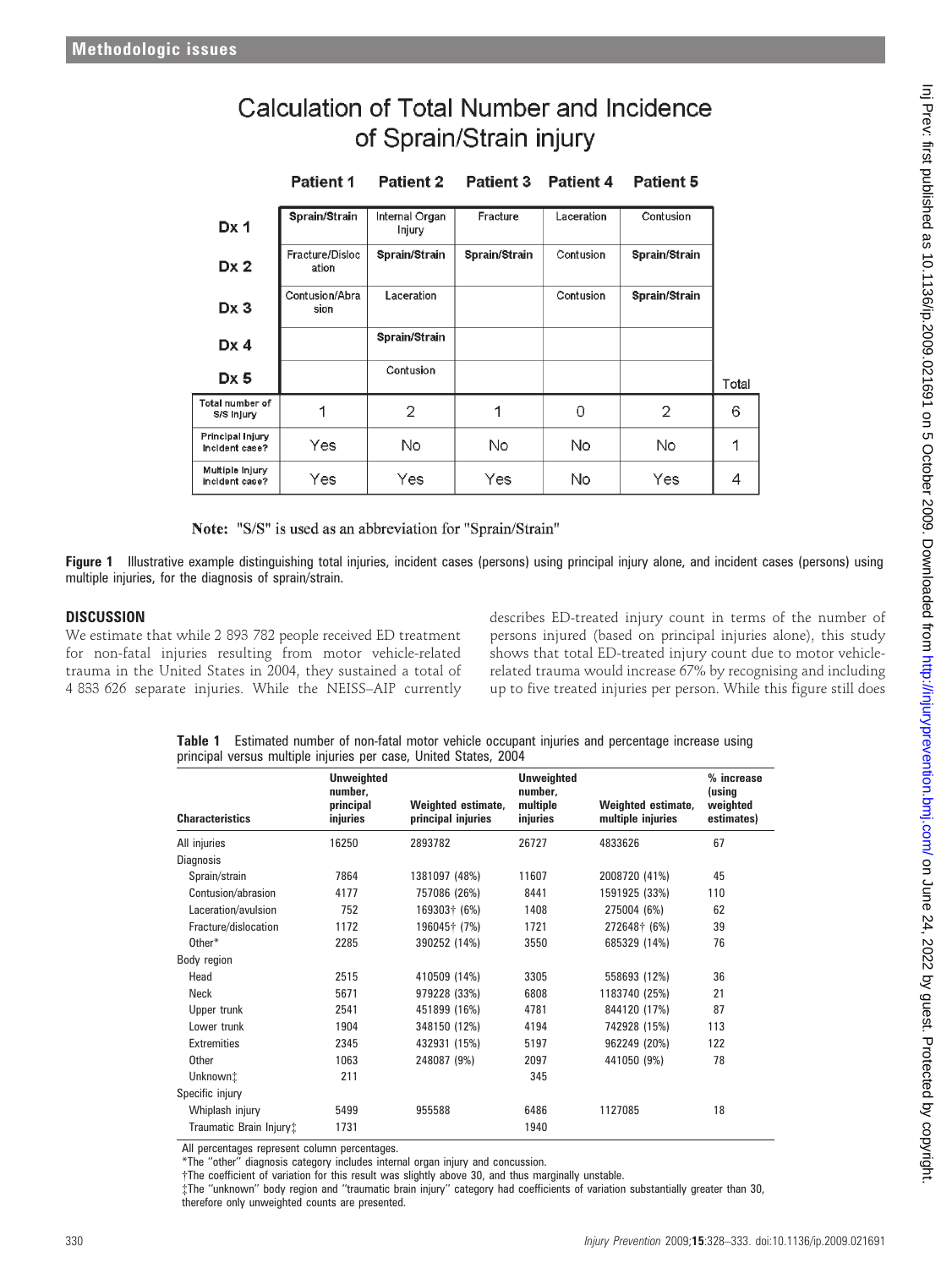## Calculation of Total Number and Incidence of Sprain/Strain injury

| | Patient 1 | Patient 2 | Patient 3 | Patient 4 | Patient 5 | |
|---|---|---|---|---|---|---|
| Dx 1 | **Sprain/Strain** | Internal Organ Injury | Fracture | Laceration | Contusion | |
| Dx 2 | Fracture/Dislocation | **Sprain/Strain** | **Sprain/Strain** | Contusion | **Sprain/Strain** | |
| Dx 3 | Contusion/Abrasion | Laceration | | Contusion | **Sprain/Strain** | |
| Dx 4 | | **Sprain/Strain** | | | | |
| Dx 5 | | Contusion | | | | Total |
| Total number of S/S Injury | 1 | 2 | 1 | 0 | 2 | 6 |
| Principal Injury incident case? | Yes | No | No | No | No | 1 |
| Multiple Injury incident case? | Yes | Yes | Yes | No | Yes | 4 |

**Note:** "S/S" is used as an abbreviation for "Sprain/Strain"

**Figure 1** Illustrative example distinguishing total injuries, incident cases (persons) using principal injury alone, and incident cases (persons) using multiple injuries, for the diagnosis of sprain/strain.

## DISCUSSION

We estimate that while 2 893 782 people received ED treatment for non-fatal injuries resulting from motor vehicle-related trauma in the United States in 2004, they sustained a total of 4 833 626 separate injuries. While the NEISS–AIP currently describes ED-treated injury count in terms of the number of persons injured (based on principal injuries alone), this study shows that total ED-treated injury count due to motor vehicle-related trauma would increase 67% by recognising and including up to five treated injuries per person. While this figure still does

**Table 1** Estimated number of non-fatal motor vehicle occupant injuries and percentage increase using principal versus multiple injuries per case, United States, 2004

| Characteristics | Unweighted number, principal injuries | Weighted estimate, principal injuries | Unweighted number, multiple injuries | Weighted estimate, multiple injuries | % increase (using weighted estimates) |
|---|---|---|---|---|---|
| All injuries | 16250 | 2893782 | 26727 | 4833626 | 67 |
| Diagnosis | | | | | |
| Sprain/strain | 7864 | 1381097 (48%) | 11607 | 2008720 (41%) | 45 |
| Contusion/abrasion | 4177 | 757086 (26%) | 8441 | 1591925 (33%) | 110 |
| Laceration/avulsion | 752 | 169303† (6%) | 1408 | 275004 (6%) | 62 |
| Fracture/dislocation | 1172 | 196045† (7%) | 1721 | 272648† (6%) | 39 |
| Other* | 2285 | 390252 (14%) | 3550 | 685329 (14%) | 76 |
| Body region | | | | | |
| Head | 2515 | 410509 (14%) | 3305 | 558693 (12%) | 36 |
| Neck | 5671 | 979228 (33%) | 6808 | 1183740 (25%) | 21 |
| Upper trunk | 2541 | 451899 (16%) | 4781 | 844120 (17%) | 87 |
| Lower trunk | 1904 | 348150 (12%) | 4194 | 742928 (15%) | 113 |
| Extremities | 2345 | 432931 (15%) | 5197 | 962249 (20%) | 122 |
| Other | 1063 | 248087 (9%) | 2097 | 441050 (9%) | 78 |
| Unknown‡ | 211 | | 345 | | |
| Specific injury | | | | | |
| Whiplash injury | 5499 | 955588 | 6486 | 1127085 | 18 |
| Traumatic Brain Injury‡ | 1731 | | 1940 | | |

All percentages represent column percentages.
*The "other" diagnosis category includes internal organ injury and concussion.
†The coefficient of variation for this result was slightly above 30, and thus marginally unstable.
‡The "unknown" body region and "traumatic brain injury" category had coefficients of variation substantially greater than 30, therefore only unweighted counts are presented.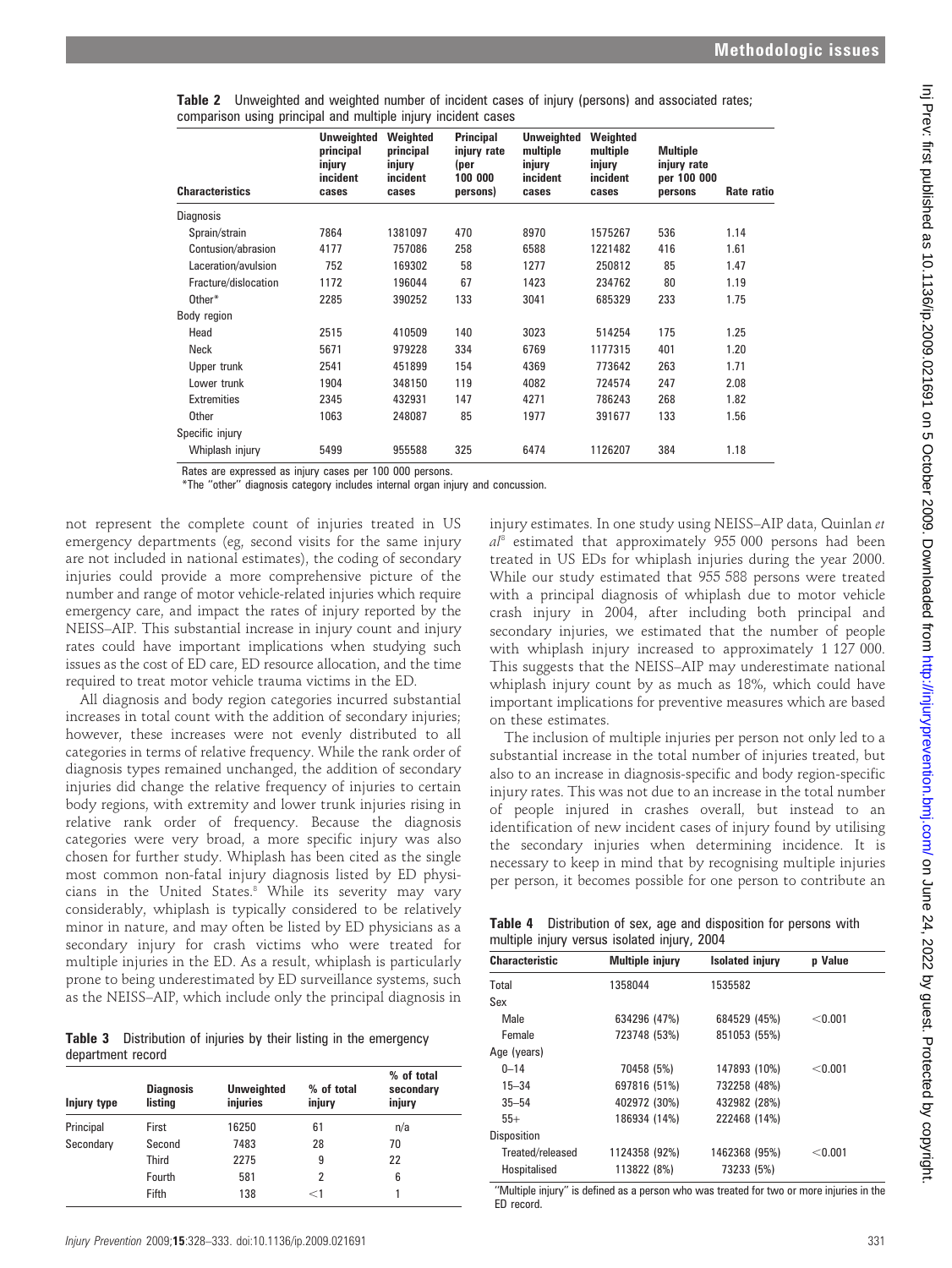**Table 2** Unweighted and weighted number of incident cases of injury (persons) and associated rates; comparison using principal and multiple injury incident cases

| Characteristics | Unweighted principal injury incident cases | Weighted principal injury incident cases | Principal injury rate (per 100 000 persons) | Unweighted multiple injury incident cases | Weighted multiple injury incident cases | Multiple injury rate per 100 000 persons | Rate ratio |
|---|---|---|---|---|---|---|---|
| Diagnosis | | | | | | | |
| Sprain/strain | 7864 | 1381097 | 470 | 8970 | 1575267 | 536 | 1.14 |
| Contusion/abrasion | 4177 | 757086 | 258 | 6588 | 1221482 | 416 | 1.61 |
| Laceration/avulsion | 752 | 169302 | 58 | 1277 | 250812 | 85 | 1.47 |
| Fracture/dislocation | 1172 | 196044 | 67 | 1423 | 234762 | 80 | 1.19 |
| Other* | 2285 | 390252 | 133 | 3041 | 685329 | 233 | 1.75 |
| Body region | | | | | | | |
| Head | 2515 | 410509 | 140 | 3023 | 514254 | 175 | 1.25 |
| Neck | 5671 | 979228 | 334 | 6769 | 1177315 | 401 | 1.20 |
| Upper trunk | 2541 | 451899 | 154 | 4369 | 773642 | 263 | 1.71 |
| Lower trunk | 1904 | 348150 | 119 | 4082 | 724574 | 247 | 2.08 |
| Extremities | 2345 | 432931 | 147 | 4271 | 786243 | 268 | 1.82 |
| Other | 1063 | 248087 | 85 | 1977 | 391677 | 133 | 1.56 |
| Specific injury | | | | | | | |
| Whiplash injury | 5499 | 955588 | 325 | 6474 | 1126207 | 384 | 1.18 |

Rates are expressed as injury cases per 100 000 persons.
*The "other" diagnosis category includes internal organ injury and concussion.

not represent the complete count of injuries treated in US emergency departments (eg, second visits for the same injury are not included in national estimates), the coding of secondary injuries could provide a more comprehensive picture of the number and range of motor vehicle-related injuries which require emergency care, and impact the rates of injury reported by the NEISS–AIP. This substantial increase in injury count and injury rates could have important implications when studying such issues as the cost of ED care, ED resource allocation, and the time required to treat motor vehicle trauma victims in the ED.

All diagnosis and body region categories incurred substantial increases in total count with the addition of secondary injuries; however, these increases were not evenly distributed to all categories in terms of relative frequency. While the rank order of diagnosis types remained unchanged, the addition of secondary injuries did change the relative frequency of injuries to certain body regions, with extremity and lower trunk injuries rising in relative rank order of frequency. Because the diagnosis categories were very broad, a more specific injury was also chosen for further study. Whiplash has been cited as the single most common non-fatal injury diagnosis listed by ED physicians in the United States.[8] While its severity may vary considerably, whiplash is typically considered to be relatively minor in nature, and may often be listed by ED physicians as a secondary injury for crash victims who were treated for multiple injuries in the ED. As a result, whiplash is particularly prone to being underestimated by ED surveillance systems, such as the NEISS–AIP, which include only the principal diagnosis in injury estimates. In one study using NEISS–AIP data, Quinlan *et al*[8] estimated that approximately 955 000 persons had been treated in US EDs for whiplash injuries during the year 2000. While our study estimated that 955 588 persons were treated with a principal diagnosis of whiplash due to motor vehicle crash injury in 2004, after including both principal and secondary injuries, we estimated that the number of people with whiplash injury increased to approximately 1 127 000. This suggests that the NEISS–AIP may underestimate national whiplash injury count by as much as 18%, which could have important implications for preventive measures which are based on these estimates.

The inclusion of multiple injuries per person not only led to a substantial increase in the total number of injuries treated, but also to an increase in diagnosis-specific and body region-specific injury rates. This was not due to an increase in the total number of people injured in crashes overall, but instead to an identification of new incident cases of injury found by utilising the secondary injuries when determining incidence. It is necessary to keep in mind that by recognising multiple injuries per person, it becomes possible for one person to contribute an

**Table 3** Distribution of injuries by their listing in the emergency department record

| Injury type | Diagnosis listing | Unweighted injuries | % of total injury | % of total secondary injury |
|---|---|---|---|---|
| Principal | First | 16250 | 61 | n/a |
| Secondary | Second | 7483 | 28 | 70 |
| | Third | 2275 | 9 | 22 |
| | Fourth | 581 | 2 | 6 |
| | Fifth | 138 | <1 | 1 |

**Table 4** Distribution of sex, age and disposition for persons with multiple injury versus isolated injury, 2004

| Characteristic | Multiple injury | Isolated injury | p Value |
|---|---|---|---|
| Total | 1358044 | 1535582 | |
| Sex | | | |
| Male | 634296 (47%) | 684529 (45%) | <0.001 |
| Female | 723748 (53%) | 851053 (55%) | |
| Age (years) | | | |
| 0–14 | 70458 (5%) | 147893 (10%) | <0.001 |
| 15–34 | 697816 (51%) | 732258 (48%) | |
| 35–54 | 402972 (30%) | 432982 (28%) | |
| 55+ | 186934 (14%) | 222468 (14%) | |
| Disposition | | | |
| Treated/released | 1124358 (92%) | 1462368 (95%) | <0.001 |
| Hospitalised | 113822 (8%) | 73233 (5%) | |

"Multiple injury" is defined as a person who was treated for two or more injuries in the ED record.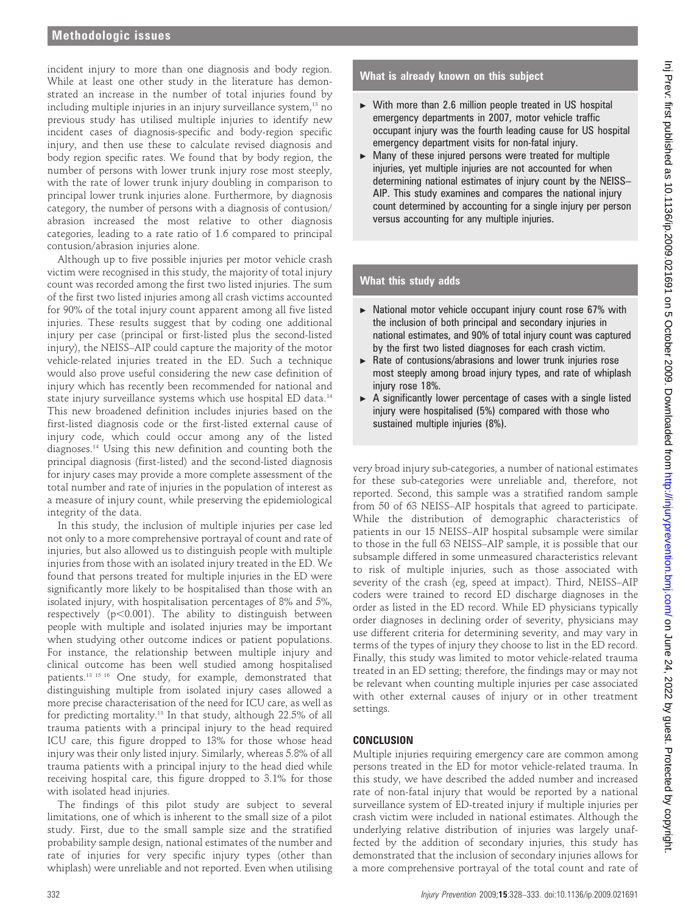incident injury to more than one diagnosis and body region. While at least one other study in the literature has demonstrated an increase in the number of total injuries found by including multiple injuries in an injury surveillance system,[13] no previous study has utilised multiple injuries to identify new incident cases of diagnosis-specific and body-region specific injury, and then use these to calculate revised diagnosis and body region specific rates. We found that by body region, the number of persons with lower trunk injury rose most steeply, with the rate of lower trunk injury doubling in comparison to principal lower trunk injuries alone. Furthermore, by diagnosis category, the number of persons with a diagnosis of contusion/abrasion increased the most relative to other diagnosis categories, leading to a rate ratio of 1.6 compared to principal contusion/abrasion injuries alone.

Although up to five possible injuries per motor vehicle crash victim were recognised in this study, the majority of total injury count was recorded among the first two listed injuries. The sum of the first two listed injuries among all crash victims accounted for 90% of the total injury count apparent among all five listed injuries. These results suggest that by coding one additional injury per case (principal or first-listed plus the second-listed injury), the NEISS–AIP could capture the majority of the motor vehicle-related injuries treated in the ED. Such a technique would also prove useful considering the new case definition of injury which has recently been recommended for national and state injury surveillance systems which use hospital ED data.[14] This new broadened definition includes injuries based on the first-listed diagnosis code or the first-listed external cause of injury code, which could occur among any of the listed diagnoses.[14] Using this new definition and counting both the principal diagnosis (first-listed) and the second-listed diagnosis for injury cases may provide a more complete assessment of the total number and rate of injuries in the population of interest as a measure of injury count, while preserving the epidemiological integrity of the data.

In this study, the inclusion of multiple injuries per case led not only to a more comprehensive portrayal of count and rate of injuries, but also allowed us to distinguish people with multiple injuries from those with an isolated injury treated in the ED. We found that persons treated for multiple injuries in the ED were significantly more likely to be hospitalised than those with an isolated injury, with hospitalisation percentages of 8% and 5%, respectively ($p<0.001$). The ability to distinguish between people with multiple and isolated injuries may be important when studying other outcome indices or patient populations. For instance, the relationship between multiple injury and clinical outcome has been well studied among hospitalised patients.[13 15 16] One study, for example, demonstrated that distinguishing multiple from isolated injury cases allowed a more precise characterisation of the need for ICU care, as well as for predicting mortality.[13] In that study, although 22.5% of all trauma patients with a principal injury to the head required ICU care, this figure dropped to 13% for those whose head injury was their only listed injury. Similarly, whereas 5.8% of all trauma patients with a principal injury to the head died while receiving hospital care, this figure dropped to 3.1% for those with isolated head injuries.

The findings of this pilot study are subject to several limitations, one of which is inherent to the small size of a pilot study. First, due to the small sample size and the stratified probability sample design, national estimates of the number and rate of injuries for very specific injury types (other than whiplash) were unreliable and not reported. Even when utilising very broad injury sub-categories, a number of national estimates for these sub-categories were unreliable and, therefore, not reported. Second, this sample was a stratified random sample from 50 of 63 NEISS–AIP hospitals that agreed to participate. While the distribution of demographic characteristics of patients in our 15 NEISS–AIP hospital subsample were similar to those in the full 63 NEISS–AIP sample, it is possible that our subsample differed in some unmeasured characteristics relevant to risk of multiple injuries, such as those associated with severity of the crash (eg, speed at impact). Third, NEISS–AIP coders were trained to record ED discharge diagnoses in the order as listed in the ED record. While ED physicians typically order diagnoses in declining order of severity, physicians may use different criteria for determining severity, and may vary in terms of the types of injury they choose to list in the ED record. Finally, this study was limited to motor vehicle-related trauma treated in an ED setting; therefore, the findings may or may not be relevant when counting multiple injuries per case associated with other external causes of injury or in other treatment settings.

### What is already known on this subject

- With more than 2.6 million people treated in US hospital emergency departments in 2007, motor vehicle traffic occupant injury was the fourth leading cause for US hospital emergency department visits for non-fatal injury.
- Many of these injured persons were treated for multiple injuries, yet multiple injuries are not accounted for when determining national estimates of injury count by the NEISS–AIP. This study examines and compares the national injury count determined by accounting for a single injury per person versus accounting for any multiple injuries.

### What this study adds

- National motor vehicle occupant injury count rose 67% with the inclusion of both principal and secondary injuries in national estimates, and 90% of total injury count was captured by the first two listed diagnoses for each crash victim.
- Rate of contusions/abrasions and lower trunk injuries rose most steeply among broad injury types, and rate of whiplash injury rose 18%.
- A significantly lower percentage of cases with a single listed injury were hospitalised (5%) compared with those who sustained multiple injuries (8%).

## CONCLUSION

Multiple injuries requiring emergency care are common among persons treated in the ED for motor vehicle-related trauma. In this study, we have described the added number and increased rate of non-fatal injury that would be reported by a national surveillance system of ED-treated injury if multiple injuries per crash victim were included in national estimates. Although the underlying relative distribution of injuries was largely unaffected by the addition of secondary injuries, this study has demonstrated that the inclusion of secondary injuries allows for a more comprehensive portrayal of the total count and rate of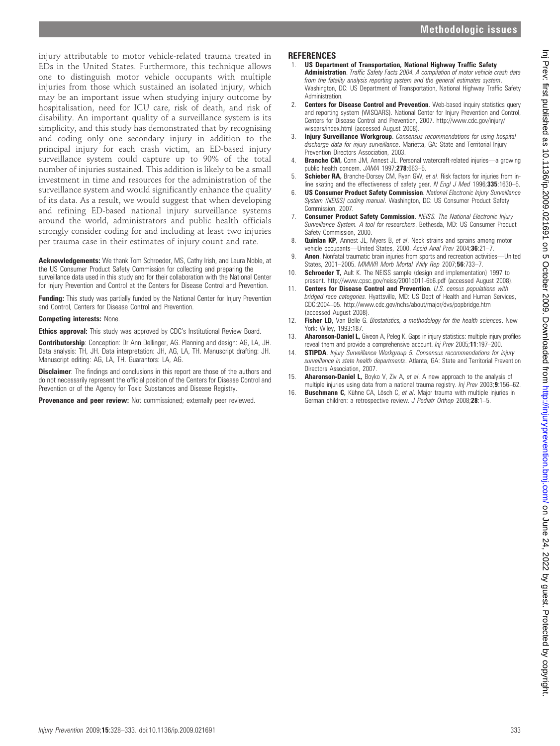injury attributable to motor vehicle-related trauma treated in EDs in the United States. Furthermore, this technique allows one to distinguish motor vehicle occupants with multiple injuries from those which sustained an isolated injury, which may be an important issue when studying injury outcome by hospitalisation, need for ICU care, risk of death, and risk of disability. An important quality of a surveillance system is its simplicity, and this study has demonstrated that by recognising and coding only one secondary injury in addition to the principal injury for each crash victim, an ED-based injury surveillance system could capture up to 90% of the total number of injuries sustained. This addition is likely to be a small investment in time and resources for the administration of the surveillance system and would significantly enhance the quality of its data. As a result, we would suggest that when developing and refining ED-based national injury surveillance systems around the world, administrators and public health officials strongly consider coding for and including at least two injuries per trauma case in their estimates of injury count and rate.

**Acknowledgements:** We thank Tom Schroeder, MS, Cathy Irish, and Laura Noble, at the US Consumer Product Safety Commission for collecting and preparing the surveillance data used in this study and for their collaboration with the National Center for Injury Prevention and Control at the Centers for Disease Control and Prevention.

**Funding:** This study was partially funded by the National Center for Injury Prevention and Control, Centers for Disease Control and Prevention.

**Competing interests:** None.

**Ethics approval:** This study was approved by CDC's Institutional Review Board.

**Contributorship**: Conception: Dr Ann Dellinger, AG. Planning and design: AG, LA, JH. Data analysis: TH, JH. Data interpretation: JH, AG, LA, TH. Manuscript drafting: JH. Manuscript editing: AG, LA, TH. Guarantors: LA, AG.

**Disclaimer**: The findings and conclusions in this report are those of the authors and do not necessarily represent the official position of the Centers for Disease Control and Prevention or of the Agency for Toxic Substances and Disease Registry.

**Provenance and peer review:** Not commissioned; externally peer reviewed.

## REFERENCES

1. **US Department of Transportation, National Highway Traffic Safety Administration**. *Traffic Safety Facts 2004. A compilation of motor vehicle crash data from the fatality analysis reporting system and the general estimates system*. Washington, DC: US Department of Transportation, National Highway Traffic Safety Administration.
2. **Centers for Disease Control and Prevention**. Web-based inquiry statistics query and reporting system (WISQARS). National Center for Injury Prevention and Control, Centers for Disease Control and Prevention, 2007. http://www.cdc.gov/injury/wisqars/index.html (accessed August 2008).
3. **Injury Surveillance Workgroup**. *Consensus recommendations for using hospital discharge data for injury surveillance*. Marietta, GA: State and Territorial Injury Prevention Directors Association, 2003.
4. **Branche CM,** Conn JM, Annest JL. Personal watercraft-related injuries—a growing public health concern. *JAMA* 1997;**278**:663–5.
5. **Schieber RA,** Branche-Dorsey CM, Ryan GW, *et al*. Risk factors for injuries from in-line skating and the effectiveness of safety gear. *N Engl J Med* 1996;**335**:1630–5.
6. **US Consumer Product Safety Commission**. *National Electronic Injury Surveillance System (NEISS) coding manual*. Washington, DC: US Consumer Product Safety Commission, 2007.
7. **Consumer Product Safety Commission**. *NEISS. The National Electronic Injury Surveillance System. A tool for researchers*. Bethesda, MD: US Consumer Product Safety Commission, 2000.
8. **Quinlan KP,** Annest JL, Myers B, *et al*. Neck strains and sprains among motor vehicle occupants—United States, 2000. *Accid Anal Prev* 2004;**36**:21–7.
9. **Anon**. Nonfatal traumatic brain injuries from sports and recreation activities—United States, 2001–2005. *MMWR Morb Mortal Wkly Rep* 2007;**56**:733–7.
10. **Schroeder T,** Ault K. The NEISS sample (design and implementation) 1997 to present. http://www.cpsc.gov/neiss/2001d011-6b6.pdf (accessed August 2008).
11. **Centers for Disease Control and Prevention**. *U.S. census populations with bridged race categories*. Hyattsville, MD: US Dept of Health and Human Services, CDC:2004–05. http://www.cdc.gov/nchs/about/major/dvs/popbridge.htm (accessed August 2008).
12. **Fisher LD,** Van Belle G. *Biostatistics, a methodology for the health sciences*. New York: Wiley, 1993:187.
13. **Aharonson-Daniel L,** Giveon A, Peleg K. Gaps in injury statistics: multiple injury profiles reveal them and provide a comprehensive account. *Inj Prev* 2005;**11**:197–200.
14. **STIPDA**. *Injury Surveillance Workgroup 5. Consensus recommendations for injury surveillance in state health departments*. Atlanta, GA: State and Territorial Prevention Directors Association, 2007.
15. **Aharonson-Daniel L,** Boyko V, Ziv A, *et al*. A new approach to the analysis of multiple injuries using data from a national trauma registry. *Inj Prev* 2003;**9**:156–62.
16. **Buschmann C,** Kühne CA, Lösch C, *et al*. Major trauma with multiple injuries in German children: a retrospective review. *J Pediatr Orthop* 2008;**28**:1–5.